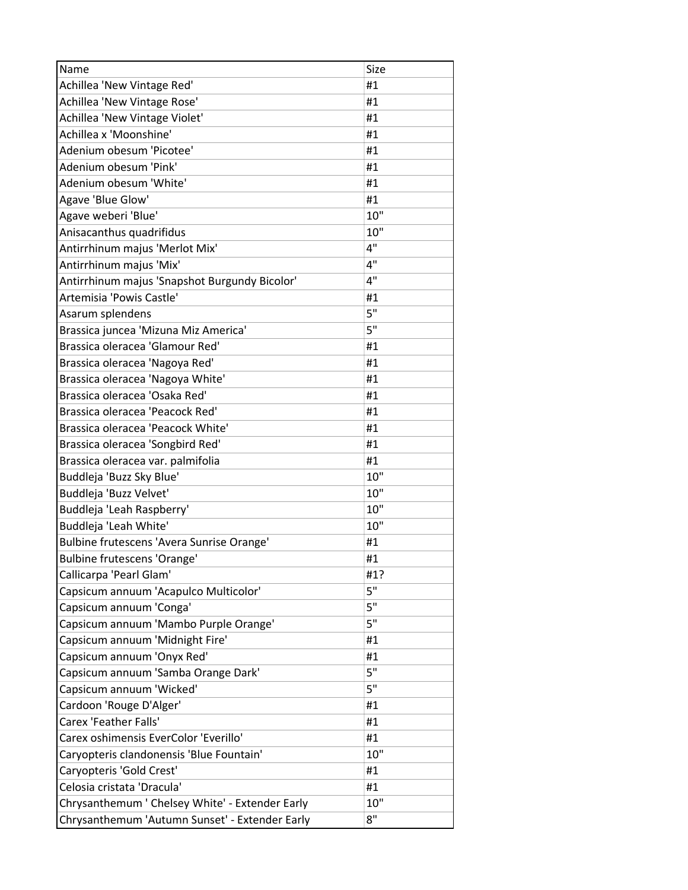| Name | Size |
|---|---|
| Achillea 'New Vintage Red' | #1 |
| Achillea 'New Vintage Rose' | #1 |
| Achillea 'New Vintage Violet' | #1 |
| Achillea x 'Moonshine' | #1 |
| Adenium obesum 'Picotee' | #1 |
| Adenium obesum 'Pink' | #1 |
| Adenium obesum 'White' | #1 |
| Agave 'Blue Glow' | #1 |
| Agave weberi 'Blue' | 10" |
| Anisacanthus quadrifidus | 10" |
| Antirrhinum majus 'Merlot Mix' | 4" |
| Antirrhinum majus 'Mix' | 4" |
| Antirrhinum majus 'Snapshot Burgundy Bicolor' | 4" |
| Artemisia 'Powis Castle' | #1 |
| Asarum splendens | 5" |
| Brassica juncea 'Mizuna Miz America' | 5" |
| Brassica oleracea 'Glamour Red' | #1 |
| Brassica oleracea 'Nagoya Red' | #1 |
| Brassica oleracea 'Nagoya White' | #1 |
| Brassica oleracea 'Osaka Red' | #1 |
| Brassica oleracea 'Peacock Red' | #1 |
| Brassica oleracea 'Peacock White' | #1 |
| Brassica oleracea 'Songbird Red' | #1 |
| Brassica oleracea var. palmifolia | #1 |
| Buddleja 'Buzz Sky Blue' | 10" |
| Buddleja 'Buzz Velvet' | 10" |
| Buddleja 'Leah Raspberry' | 10" |
| Buddleja 'Leah White' | 10" |
| Bulbine frutescens 'Avera Sunrise Orange' | #1 |
| Bulbine frutescens 'Orange' | #1 |
| Callicarpa 'Pearl Glam' | #1? |
| Capsicum annuum 'Acapulco Multicolor' | 5" |
| Capsicum annuum 'Conga' | 5" |
| Capsicum annuum 'Mambo Purple Orange' | 5" |
| Capsicum annuum 'Midnight Fire' | #1 |
| Capsicum annuum 'Onyx Red' | #1 |
| Capsicum annuum 'Samba Orange Dark' | 5" |
| Capsicum annuum 'Wicked' | 5" |
| Cardoon 'Rouge D'Alger' | #1 |
| Carex 'Feather Falls' | #1 |
| Carex oshimensis EverColor 'Everillo' | #1 |
| Caryopteris clandonensis 'Blue Fountain' | 10" |
| Caryopteris 'Gold Crest' | #1 |
| Celosia cristata 'Dracula' | #1 |
| Chrysanthemum ' Chelsey White' - Extender Early | 10" |
| Chrysanthemum 'Autumn Sunset' - Extender Early | 8" |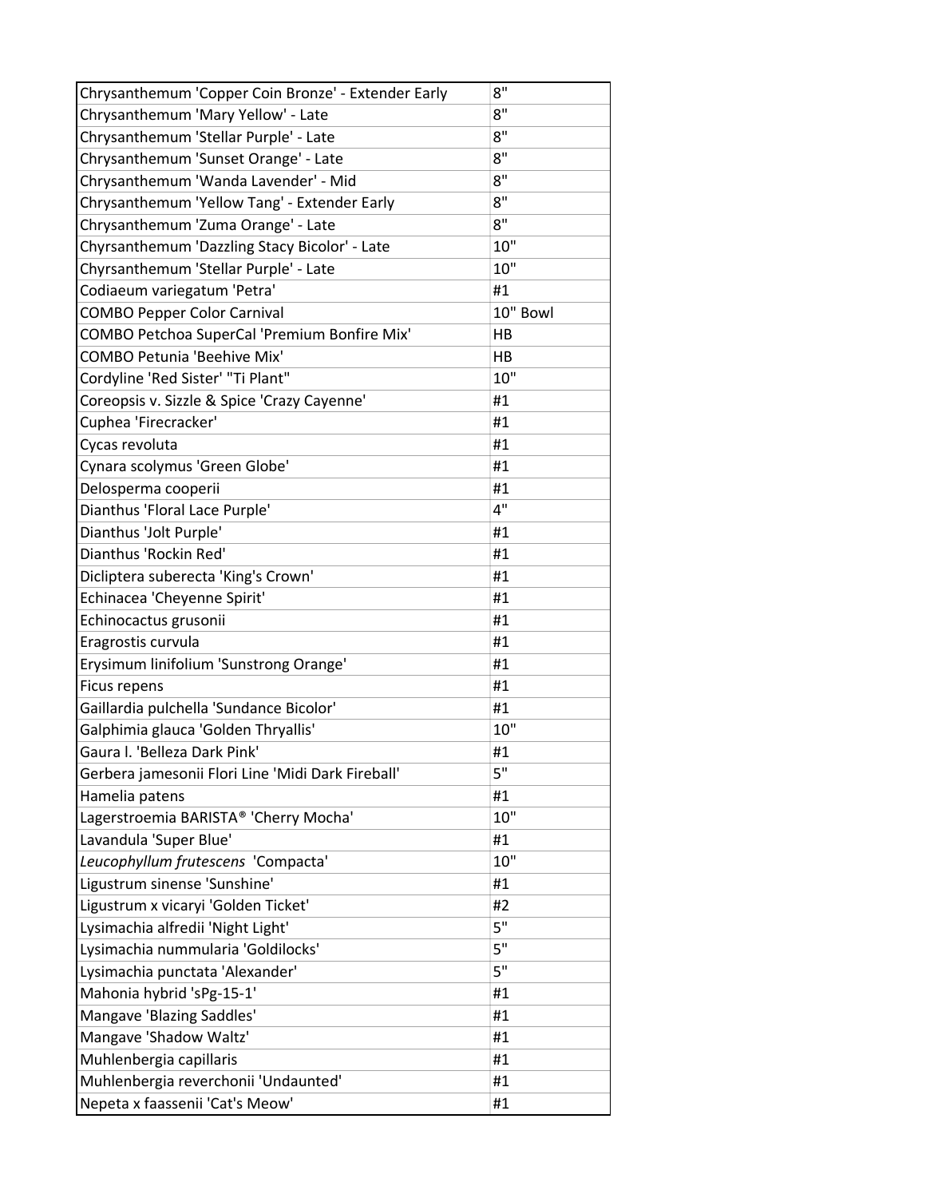| | |
|---|---|
| Chrysanthemum 'Copper Coin Bronze' - Extender Early | 8" |
| Chrysanthemum 'Mary Yellow' - Late | 8" |
| Chrysanthemum 'Stellar Purple' - Late | 8" |
| Chrysanthemum 'Sunset Orange' - Late | 8" |
| Chrysanthemum 'Wanda Lavender' - Mid | 8" |
| Chrysanthemum 'Yellow Tang' - Extender Early | 8" |
| Chrysanthemum 'Zuma Orange' - Late | 8" |
| Chyrsanthemum 'Dazzling Stacy Bicolor' - Late | 10" |
| Chyrsanthemum 'Stellar Purple' - Late | 10" |
| Codiaeum variegatum 'Petra' | #1 |
| COMBO Pepper Color Carnival | 10" Bowl |
| COMBO Petchoa SuperCal 'Premium Bonfire Mix' | HB |
| COMBO Petunia 'Beehive Mix' | HB |
| Cordyline 'Red Sister' "Ti Plant" | 10" |
| Coreopsis v. Sizzle & Spice 'Crazy Cayenne' | #1 |
| Cuphea 'Firecracker' | #1 |
| Cycas revoluta | #1 |
| Cynara scolymus 'Green Globe' | #1 |
| Delosperma cooperii | #1 |
| Dianthus 'Floral Lace Purple' | 4" |
| Dianthus 'Jolt Purple' | #1 |
| Dianthus 'Rockin Red' | #1 |
| Dicliptera suberecta 'King's Crown' | #1 |
| Echinacea 'Cheyenne Spirit' | #1 |
| Echinocactus grusonii | #1 |
| Eragrostis curvula | #1 |
| Erysimum linifolium 'Sunstrong Orange' | #1 |
| Ficus repens | #1 |
| Gaillardia pulchella 'Sundance Bicolor' | #1 |
| Galphimia glauca 'Golden Thryallis' | 10" |
| Gaura l. 'Belleza Dark Pink' | #1 |
| Gerbera jamesonii Flori Line 'Midi Dark Fireball' | 5" |
| Hamelia patens | #1 |
| Lagerstroemia BARISTA® 'Cherry Mocha' | 10" |
| Lavandula 'Super Blue' | #1 |
| *Leucophyllum frutescens* 'Compacta' | 10" |
| Ligustrum sinense 'Sunshine' | #1 |
| Ligustrum x vicaryi 'Golden Ticket' | #2 |
| Lysimachia alfredii 'Night Light' | 5" |
| Lysimachia nummularia 'Goldilocks' | 5" |
| Lysimachia punctata 'Alexander' | 5" |
| Mahonia hybrid 'sPg-15-1' | #1 |
| Mangave 'Blazing Saddles' | #1 |
| Mangave 'Shadow Waltz' | #1 |
| Muhlenbergia capillaris | #1 |
| Muhlenbergia reverchonii 'Undaunted' | #1 |
| Nepeta x faassenii 'Cat's Meow' | #1 |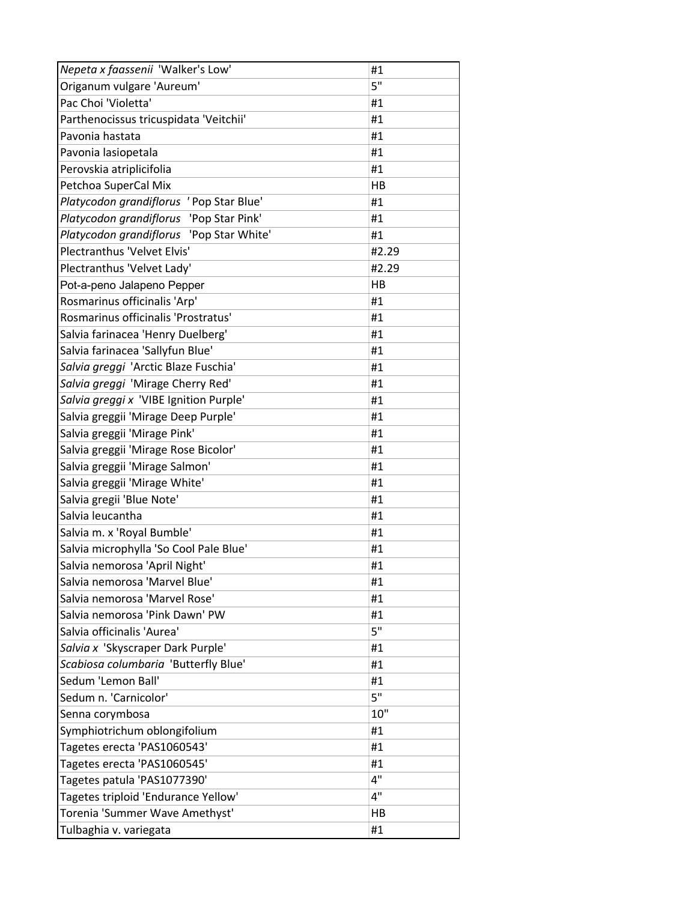| | |
|---|---|
| *Nepeta x faassenii* 'Walker's Low' | #1 |
| Origanum vulgare 'Aureum' | 5" |
| Pac Choi 'Violetta' | #1 |
| Parthenocissus tricuspidata 'Veitchii' | #1 |
| Pavonia hastata | #1 |
| Pavonia lasiopetala | #1 |
| Perovskia atriplicifolia | #1 |
| Petchoa SuperCal Mix | HB |
| *Platycodon grandiflorus* ' Pop Star Blue' | #1 |
| *Platycodon grandiflorus* 'Pop Star Pink' | #1 |
| *Platycodon grandiflorus* 'Pop Star White' | #1 |
| Plectranthus 'Velvet Elvis' | #2.29 |
| Plectranthus 'Velvet Lady' | #2.29 |
| Pot-a-peno Jalapeno Pepper | HB |
| Rosmarinus officinalis 'Arp' | #1 |
| Rosmarinus officinalis 'Prostratus' | #1 |
| Salvia farinacea 'Henry Duelberg' | #1 |
| Salvia farinacea 'Sallyfun Blue' | #1 |
| *Salvia greggi* 'Arctic Blaze Fuschia' | #1 |
| *Salvia greggi* 'Mirage Cherry Red' | #1 |
| *Salvia greggi x* 'VIBE Ignition Purple' | #1 |
| Salvia greggii 'Mirage Deep Purple' | #1 |
| Salvia greggii 'Mirage Pink' | #1 |
| Salvia greggii 'Mirage Rose Bicolor' | #1 |
| Salvia greggii 'Mirage Salmon' | #1 |
| Salvia greggii 'Mirage White' | #1 |
| Salvia gregii 'Blue Note' | #1 |
| Salvia leucantha | #1 |
| Salvia m. x 'Royal Bumble' | #1 |
| Salvia microphylla 'So Cool Pale Blue' | #1 |
| Salvia nemorosa 'April Night' | #1 |
| Salvia nemorosa 'Marvel Blue' | #1 |
| Salvia nemorosa 'Marvel Rose' | #1 |
| Salvia nemorosa 'Pink Dawn' PW | #1 |
| Salvia officinalis 'Aurea' | 5" |
| *Salvia x* 'Skyscraper Dark Purple' | #1 |
| *Scabiosa columbaria* 'Butterfly Blue' | #1 |
| Sedum 'Lemon Ball' | #1 |
| Sedum n. 'Carnicolor' | 5" |
| Senna corymbosa | 10" |
| Symphiotrichum oblongifolium | #1 |
| Tagetes erecta 'PAS1060543' | #1 |
| Tagetes erecta 'PAS1060545' | #1 |
| Tagetes patula 'PAS1077390' | 4" |
| Tagetes triploid 'Endurance Yellow' | 4" |
| Torenia 'Summer Wave Amethyst' | HB |
| Tulbaghia v. variegata | #1 |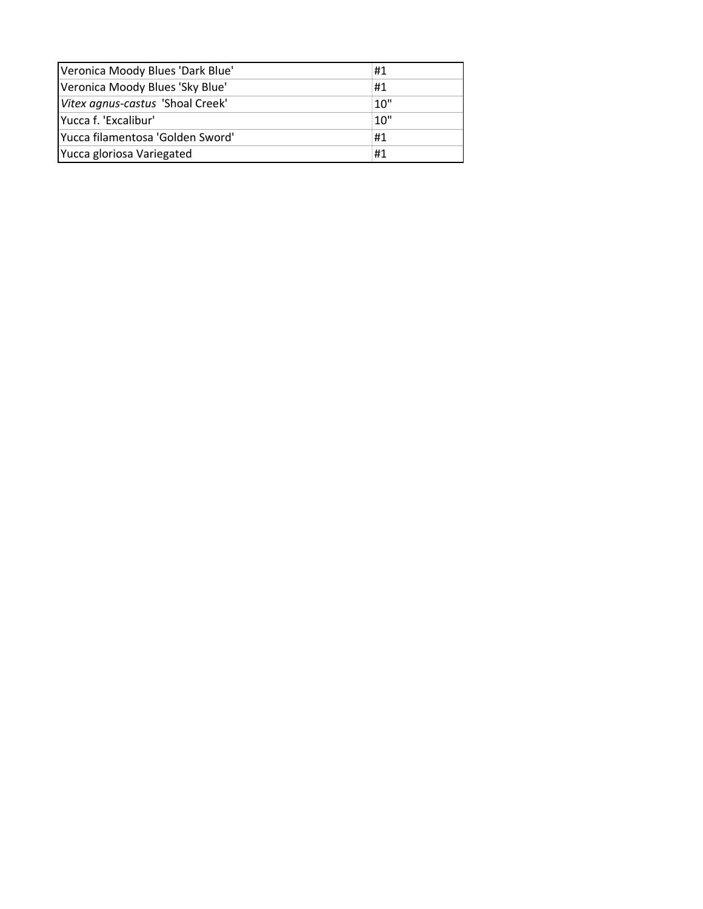| | |
|---|---|
| Veronica Moody Blues 'Dark Blue' | #1 |
| Veronica Moody Blues 'Sky Blue' | #1 |
| *Vitex agnus-castus* 'Shoal Creek' | 10" |
| Yucca f. 'Excalibur' | 10" |
| Yucca filamentosa 'Golden Sword' | #1 |
| Yucca gloriosa Variegated | #1 |